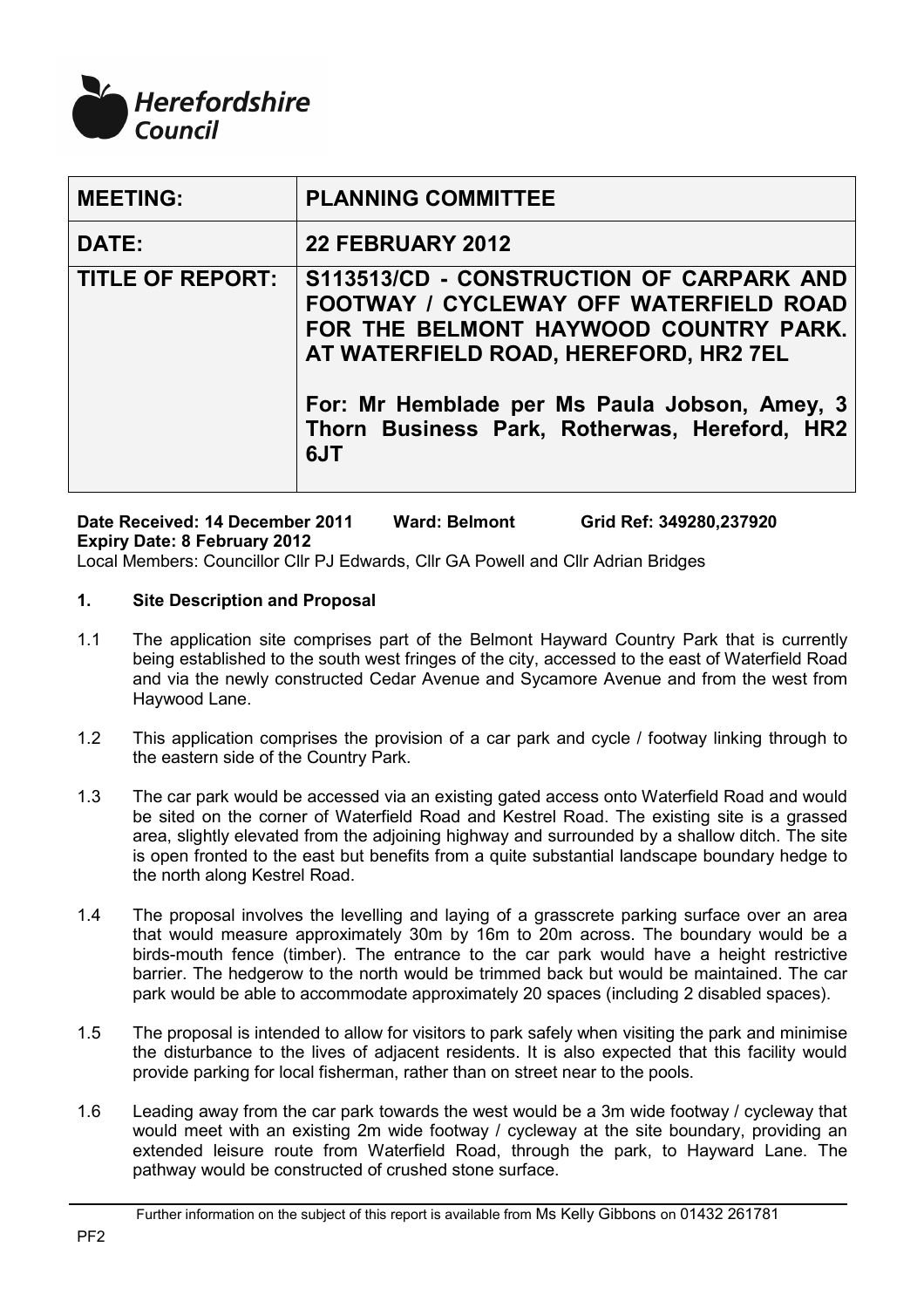Herefordshire Council

| MEETING: | PLANNING COMMITTEE |
| --- | --- |
| DATE: | 22 FEBRUARY 2012 |
| TITLE OF REPORT: | S113513/CD - CONSTRUCTION OF CARPARK AND FOOTWAY / CYCLEWAY OFF WATERFIELD ROAD FOR THE BELMONT HAYWOOD COUNTRY PARK. AT WATERFIELD ROAD, HEREFORD, HR2 7EL<br><br>For: Mr Hemblade per Ms Paula Jobson, Amey, 3 Thorn Business Park, Rotherwas, Hereford, HR2 6JT |

**Date Received: 14 December 2011 Ward: Belmont Grid Ref: 349280,237920**
**Expiry Date: 8 February 2012**
Local Members: Councillor Cllr PJ Edwards, Cllr GA Powell and Cllr Adrian Bridges

## 1. Site Description and Proposal

1.1 The application site comprises part of the Belmont Hayward Country Park that is currently being established to the south west fringes of the city, accessed to the east of Waterfield Road and via the newly constructed Cedar Avenue and Sycamore Avenue and from the west from Haywood Lane.

1.2 This application comprises the provision of a car park and cycle / footway linking through to the eastern side of the Country Park.

1.3 The car park would be accessed via an existing gated access onto Waterfield Road and would be sited on the corner of Waterfield Road and Kestrel Road. The existing site is a grassed area, slightly elevated from the adjoining highway and surrounded by a shallow ditch. The site is open fronted to the east but benefits from a quite substantial landscape boundary hedge to the north along Kestrel Road.

1.4 The proposal involves the levelling and laying of a grasscrete parking surface over an area that would measure approximately 30m by 16m to 20m across. The boundary would be a birds-mouth fence (timber). The entrance to the car park would have a height restrictive barrier. The hedgerow to the north would be trimmed back but would be maintained. The car park would be able to accommodate approximately 20 spaces (including 2 disabled spaces).

1.5 The proposal is intended to allow for visitors to park safely when visiting the park and minimise the disturbance to the lives of adjacent residents. It is also expected that this facility would provide parking for local fisherman, rather than on street near to the pools.

1.6 Leading away from the car park towards the west would be a 3m wide footway / cycleway that would meet with an existing 2m wide footway / cycleway at the site boundary, providing an extended leisure route from Waterfield Road, through the park, to Hayward Lane. The pathway would be constructed of crushed stone surface.

Further information on the subject of this report is available from Ms Kelly Gibbons on 01432 261781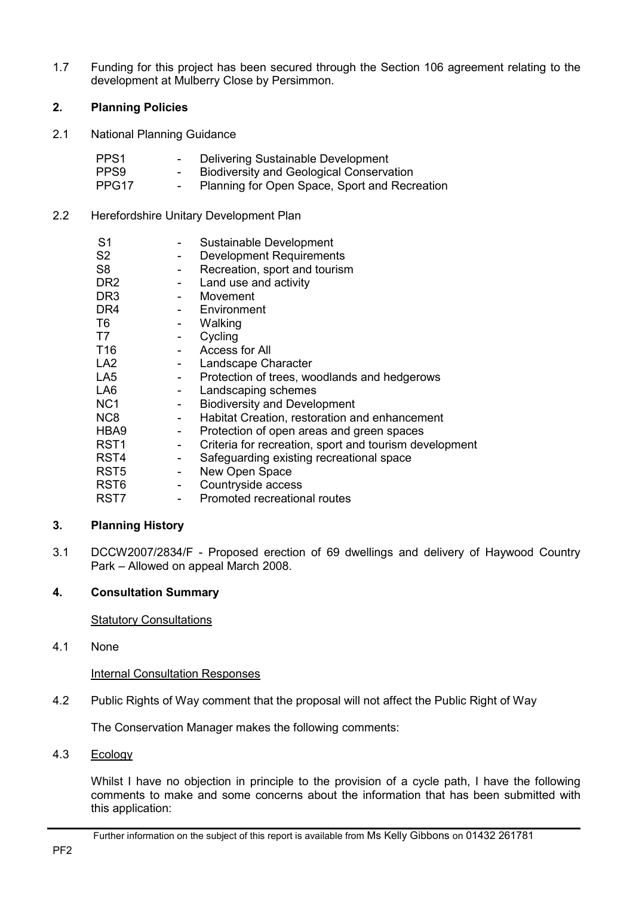1.7 Funding for this project has been secured through the Section 106 agreement relating to the development at Mulberry Close by Persimmon.

## 2. Planning Policies

2.1 National Planning Guidance

| | | |
|---|---|---|
| PPS1 | - | Delivering Sustainable Development |
| PPS9 | - | Biodiversity and Geological Conservation |
| PPG17 | - | Planning for Open Space, Sport and Recreation |

2.2 Herefordshire Unitary Development Plan

| | | |
|---|---|---|
| S1 | - | Sustainable Development |
| S2 | - | Development Requirements |
| S8 | - | Recreation, sport and tourism |
| DR2 | - | Land use and activity |
| DR3 | - | Movement |
| DR4 | - | Environment |
| T6 | - | Walking |
| T7 | - | Cycling |
| T16 | - | Access for All |
| LA2 | - | Landscape Character |
| LA5 | - | Protection of trees, woodlands and hedgerows |
| LA6 | - | Landscaping schemes |
| NC1 | - | Biodiversity and Development |
| NC8 | - | Habitat Creation, restoration and enhancement |
| HBA9 | - | Protection of open areas and green spaces |
| RST1 | - | Criteria for recreation, sport and tourism development |
| RST4 | - | Safeguarding existing recreational space |
| RST5 | - | New Open Space |
| RST6 | - | Countryside access |
| RST7 | - | Promoted recreational routes |

## 3. Planning History

3.1 DCCW2007/2834/F - Proposed erection of 69 dwellings and delivery of Haywood Country Park – Allowed on appeal March 2008.

## 4. Consultation Summary

Statutory Consultations

4.1 None

Internal Consultation Responses

4.2 Public Rights of Way comment that the proposal will not affect the Public Right of Way

The Conservation Manager makes the following comments:

4.3 Ecology

Whilst I have no objection in principle to the provision of a cycle path, I have the following comments to make and some concerns about the information that has been submitted with this application:

Further information on the subject of this report is available from Ms Kelly Gibbons on 01432 261781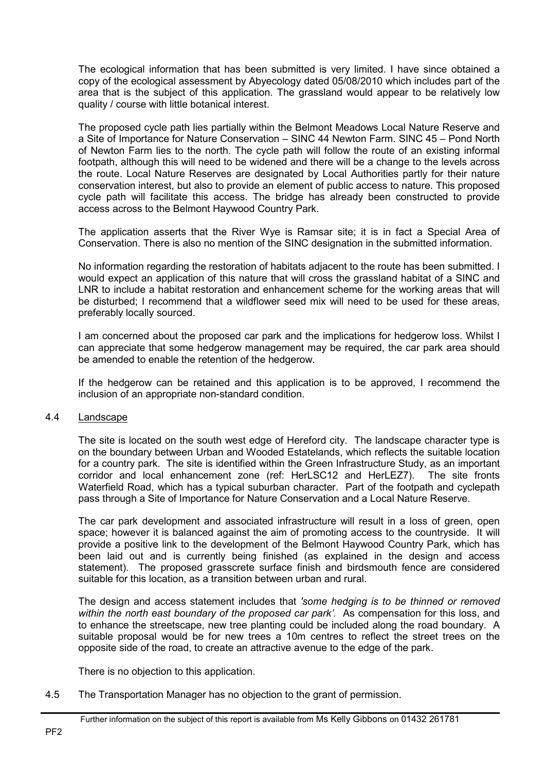The ecological information that has been submitted is very limited. I have since obtained a copy of the ecological assessment by Abyecology dated 05/08/2010 which includes part of the area that is the subject of this application. The grassland would appear to be relatively low quality / course with little botanical interest.

The proposed cycle path lies partially within the Belmont Meadows Local Nature Reserve and a Site of Importance for Nature Conservation – SINC 44 Newton Farm. SINC 45 – Pond North of Newton Farm lies to the north. The cycle path will follow the route of an existing informal footpath, although this will need to be widened and there will be a change to the levels across the route. Local Nature Reserves are designated by Local Authorities partly for their nature conservation interest, but also to provide an element of public access to nature. This proposed cycle path will facilitate this access. The bridge has already been constructed to provide access across to the Belmont Haywood Country Park.

The application asserts that the River Wye is Ramsar site; it is in fact a Special Area of Conservation. There is also no mention of the SINC designation in the submitted information.

No information regarding the restoration of habitats adjacent to the route has been submitted. I would expect an application of this nature that will cross the grassland habitat of a SINC and LNR to include a habitat restoration and enhancement scheme for the working areas that will be disturbed; I recommend that a wildflower seed mix will need to be used for these areas, preferably locally sourced.

I am concerned about the proposed car park and the implications for hedgerow loss. Whilst I can appreciate that some hedgerow management may be required, the car park area should be amended to enable the retention of the hedgerow.

If the hedgerow can be retained and this application is to be approved, I recommend the inclusion of an appropriate non-standard condition.

4.4 Landscape

The site is located on the south west edge of Hereford city. The landscape character type is on the boundary between Urban and Wooded Estatelands, which reflects the suitable location for a country park. The site is identified within the Green Infrastructure Study, as an important corridor and local enhancement zone (ref: HerLSC12 and HerLEZ7). The site fronts Waterfield Road, which has a typical suburban character. Part of the footpath and cyclepath pass through a Site of Importance for Nature Conservation and a Local Nature Reserve.

The car park development and associated infrastructure will result in a loss of green, open space; however it is balanced against the aim of promoting access to the countryside. It will provide a positive link to the development of the Belmont Haywood Country Park, which has been laid out and is currently being finished (as explained in the design and access statement). The proposed grasscrete surface finish and birdsmouth fence are considered suitable for this location, as a transition between urban and rural.

The design and access statement includes that *'some hedging is to be thinned or removed within the north east boundary of the proposed car park'.* As compensation for this loss, and to enhance the streetscape, new tree planting could be included along the road boundary. A suitable proposal would be for new trees a 10m centres to reflect the street trees on the opposite side of the road, to create an attractive avenue to the edge of the park.

There is no objection to this application.

4.5 The Transportation Manager has no objection to the grant of permission.

Further information on the subject of this report is available from Ms Kelly Gibbons on 01432 261781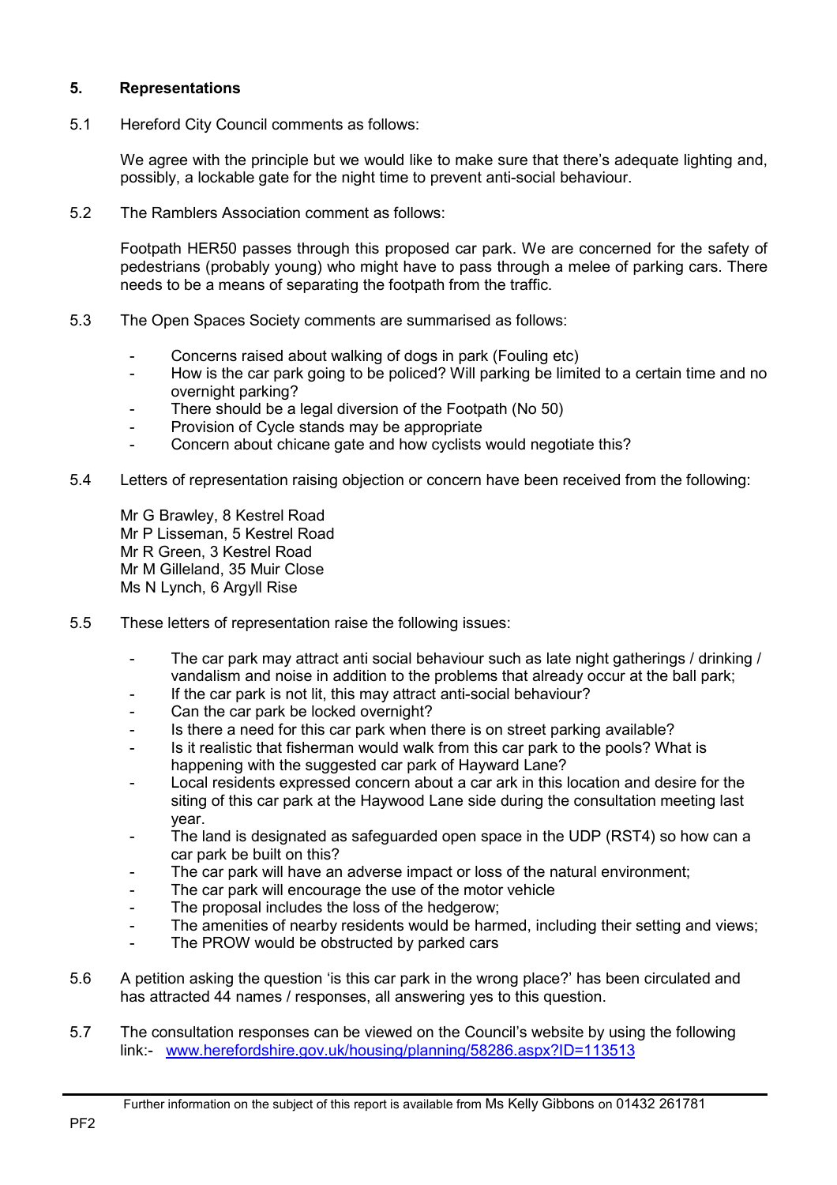## 5. Representations

5.1 Hereford City Council comments as follows:

We agree with the principle but we would like to make sure that there's adequate lighting and, possibly, a lockable gate for the night time to prevent anti-social behaviour.

5.2 The Ramblers Association comment as follows:

Footpath HER50 passes through this proposed car park. We are concerned for the safety of pedestrians (probably young) who might have to pass through a melee of parking cars. There needs to be a means of separating the footpath from the traffic.

5.3 The Open Spaces Society comments are summarised as follows:

- Concerns raised about walking of dogs in park (Fouling etc)
- How is the car park going to be policed? Will parking be limited to a certain time and no overnight parking?
- There should be a legal diversion of the Footpath (No 50)
- Provision of Cycle stands may be appropriate
- Concern about chicane gate and how cyclists would negotiate this?

5.4 Letters of representation raising objection or concern have been received from the following:

Mr G Brawley, 8 Kestrel Road
Mr P Lisseman, 5 Kestrel Road
Mr R Green, 3 Kestrel Road
Mr M Gilleland, 35 Muir Close
Ms N Lynch, 6 Argyll Rise

5.5 These letters of representation raise the following issues:

- The car park may attract anti social behaviour such as late night gatherings / drinking / vandalism and noise in addition to the problems that already occur at the ball park;
- If the car park is not lit, this may attract anti-social behaviour?
- Can the car park be locked overnight?
- Is there a need for this car park when there is on street parking available?
- Is it realistic that fisherman would walk from this car park to the pools? What is happening with the suggested car park of Hayward Lane?
- Local residents expressed concern about a car ark in this location and desire for the siting of this car park at the Haywood Lane side during the consultation meeting last year.
- The land is designated as safeguarded open space in the UDP (RST4) so how can a car park be built on this?
- The car park will have an adverse impact or loss of the natural environment;
- The car park will encourage the use of the motor vehicle
- The proposal includes the loss of the hedgerow;
- The amenities of nearby residents would be harmed, including their setting and views;
- The PROW would be obstructed by parked cars

5.6 A petition asking the question 'is this car park in the wrong place?' has been circulated and has attracted 44 names / responses, all answering yes to this question.

5.7 The consultation responses can be viewed on the Council's website by using the following link:- [www.herefordshire.gov.uk/housing/planning/58286.aspx?ID=113513](www.herefordshire.gov.uk/housing/planning/58286.aspx?ID=113513)

Further information on the subject of this report is available from Ms Kelly Gibbons on 01432 261781

PF2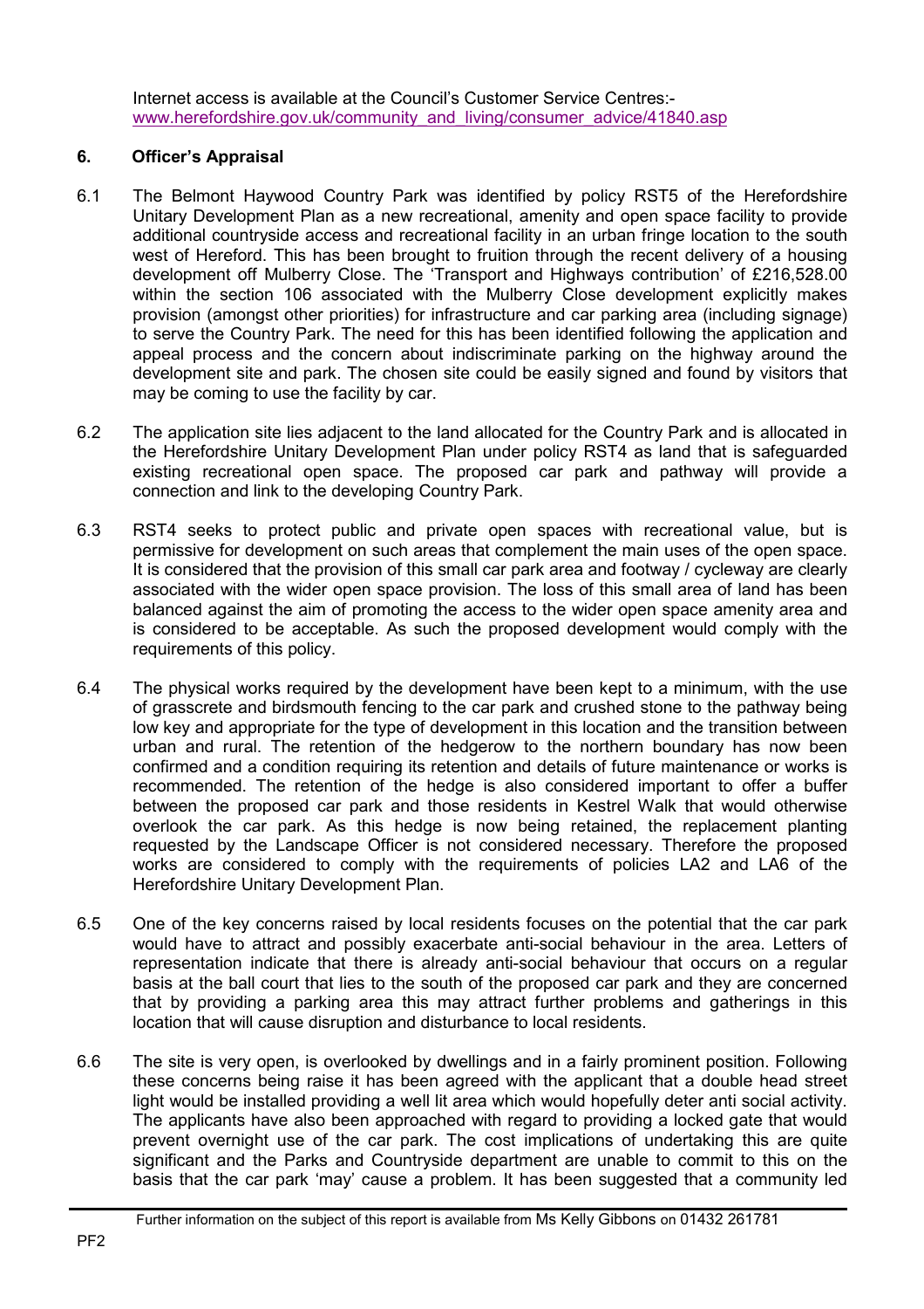Internet access is available at the Council's Customer Service Centres:-
[www.herefordshire.gov.uk/community_and_living/consumer_advice/41840.asp](www.herefordshire.gov.uk/community_and_living/consumer_advice/41840.asp)

## 6. Officer's Appraisal

6.1 The Belmont Haywood Country Park was identified by policy RST5 of the Herefordshire Unitary Development Plan as a new recreational, amenity and open space facility to provide additional countryside access and recreational facility in an urban fringe location to the south west of Hereford. This has been brought to fruition through the recent delivery of a housing development off Mulberry Close. The 'Transport and Highways contribution' of £216,528.00 within the section 106 associated with the Mulberry Close development explicitly makes provision (amongst other priorities) for infrastructure and car parking area (including signage) to serve the Country Park. The need for this has been identified following the application and appeal process and the concern about indiscriminate parking on the highway around the development site and park. The chosen site could be easily signed and found by visitors that may be coming to use the facility by car.

6.2 The application site lies adjacent to the land allocated for the Country Park and is allocated in the Herefordshire Unitary Development Plan under policy RST4 as land that is safeguarded existing recreational open space. The proposed car park and pathway will provide a connection and link to the developing Country Park.

6.3 RST4 seeks to protect public and private open spaces with recreational value, but is permissive for development on such areas that complement the main uses of the open space. It is considered that the provision of this small car park area and footway / cycleway are clearly associated with the wider open space provision. The loss of this small area of land has been balanced against the aim of promoting the access to the wider open space amenity area and is considered to be acceptable. As such the proposed development would comply with the requirements of this policy.

6.4 The physical works required by the development have been kept to a minimum, with the use of grasscrete and birdsmouth fencing to the car park and crushed stone to the pathway being low key and appropriate for the type of development in this location and the transition between urban and rural. The retention of the hedgerow to the northern boundary has now been confirmed and a condition requiring its retention and details of future maintenance or works is recommended. The retention of the hedge is also considered important to offer a buffer between the proposed car park and those residents in Kestrel Walk that would otherwise overlook the car park. As this hedge is now being retained, the replacement planting requested by the Landscape Officer is not considered necessary. Therefore the proposed works are considered to comply with the requirements of policies LA2 and LA6 of the Herefordshire Unitary Development Plan.

6.5 One of the key concerns raised by local residents focuses on the potential that the car park would have to attract and possibly exacerbate anti-social behaviour in the area. Letters of representation indicate that there is already anti-social behaviour that occurs on a regular basis at the ball court that lies to the south of the proposed car park and they are concerned that by providing a parking area this may attract further problems and gatherings in this location that will cause disruption and disturbance to local residents.

6.6 The site is very open, is overlooked by dwellings and in a fairly prominent position. Following these concerns being raise it has been agreed with the applicant that a double head street light would be installed providing a well lit area which would hopefully deter anti social activity. The applicants have also been approached with regard to providing a locked gate that would prevent overnight use of the car park. The cost implications of undertaking this are quite significant and the Parks and Countryside department are unable to commit to this on the basis that the car park 'may' cause a problem. It has been suggested that a community led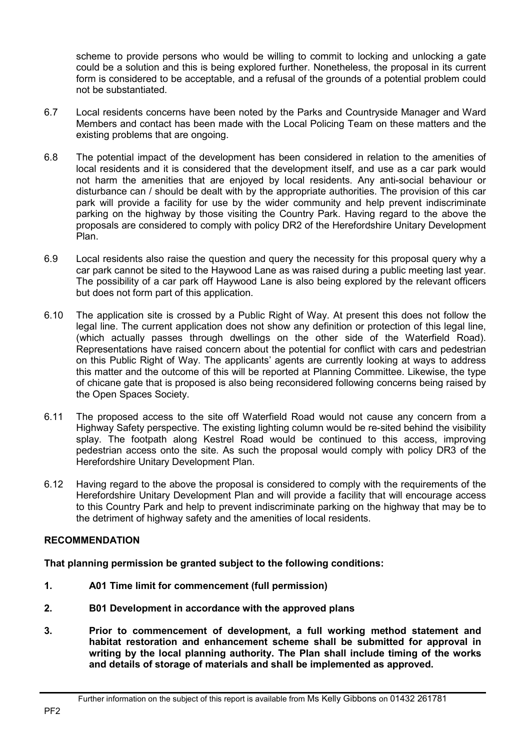scheme to provide persons who would be willing to commit to locking and unlocking a gate could be a solution and this is being explored further. Nonetheless, the proposal in its current form is considered to be acceptable, and a refusal of the grounds of a potential problem could not be substantiated.

6.7 Local residents concerns have been noted by the Parks and Countryside Manager and Ward Members and contact has been made with the Local Policing Team on these matters and the existing problems that are ongoing.

6.8 The potential impact of the development has been considered in relation to the amenities of local residents and it is considered that the development itself, and use as a car park would not harm the amenities that are enjoyed by local residents. Any anti-social behaviour or disturbance can / should be dealt with by the appropriate authorities. The provision of this car park will provide a facility for use by the wider community and help prevent indiscriminate parking on the highway by those visiting the Country Park. Having regard to the above the proposals are considered to comply with policy DR2 of the Herefordshire Unitary Development Plan.

6.9 Local residents also raise the question and query the necessity for this proposal query why a car park cannot be sited to the Haywood Lane as was raised during a public meeting last year. The possibility of a car park off Haywood Lane is also being explored by the relevant officers but does not form part of this application.

6.10 The application site is crossed by a Public Right of Way. At present this does not follow the legal line. The current application does not show any definition or protection of this legal line, (which actually passes through dwellings on the other side of the Waterfield Road). Representations have raised concern about the potential for conflict with cars and pedestrian on this Public Right of Way. The applicants' agents are currently looking at ways to address this matter and the outcome of this will be reported at Planning Committee. Likewise, the type of chicane gate that is proposed is also being reconsidered following concerns being raised by the Open Spaces Society.

6.11 The proposed access to the site off Waterfield Road would not cause any concern from a Highway Safety perspective. The existing lighting column would be re-sited behind the visibility splay. The footpath along Kestrel Road would be continued to this access, improving pedestrian access onto the site. As such the proposal would comply with policy DR3 of the Herefordshire Unitary Development Plan.

6.12 Having regard to the above the proposal is considered to comply with the requirements of the Herefordshire Unitary Development Plan and will provide a facility that will encourage access to this Country Park and help to prevent indiscriminate parking on the highway that may be to the detriment of highway safety and the amenities of local residents.

## RECOMMENDATION

**That planning permission be granted subject to the following conditions:**

1. **A01 Time limit for commencement (full permission)**

2. **B01 Development in accordance with the approved plans**

3. **Prior to commencement of development, a full working method statement and habitat restoration and enhancement scheme shall be submitted for approval in writing by the local planning authority. The Plan shall include timing of the works and details of storage of materials and shall be implemented as approved.**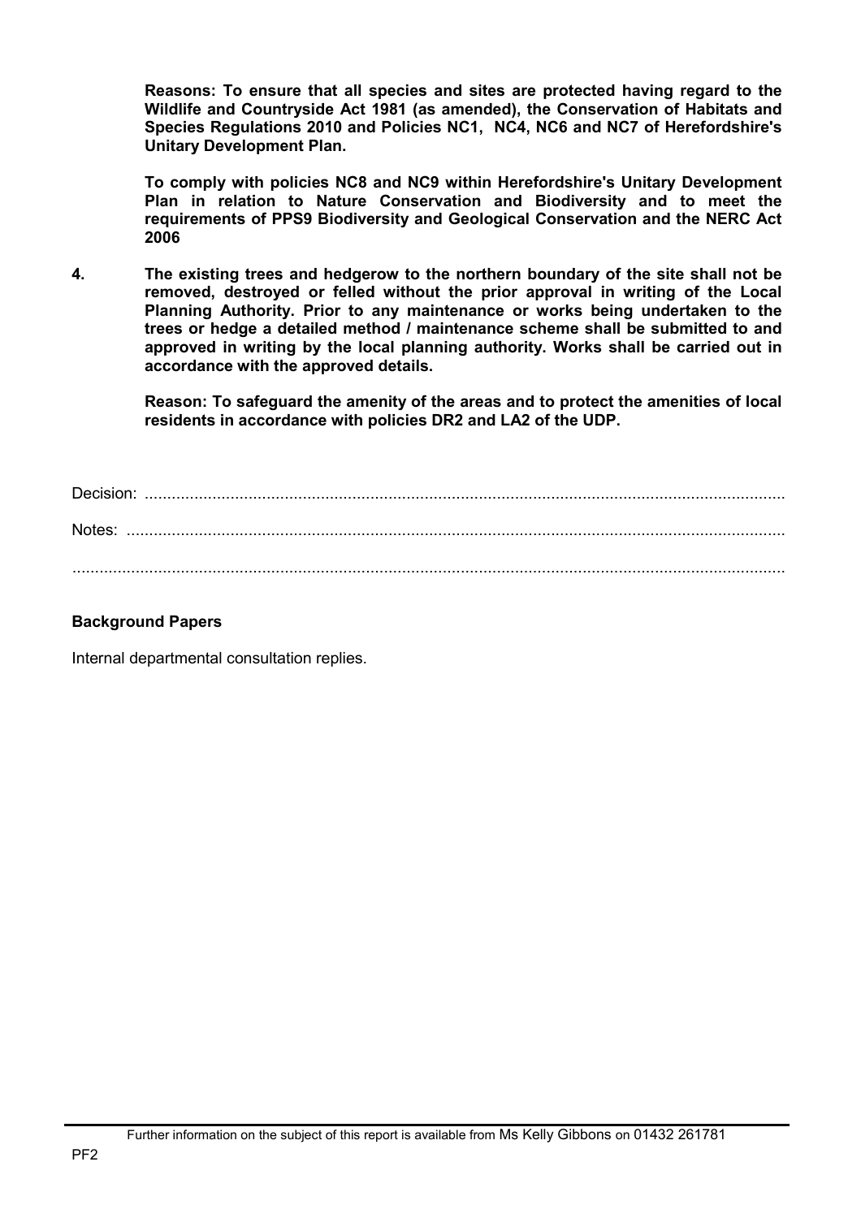**Reasons: To ensure that all species and sites are protected having regard to the Wildlife and Countryside Act 1981 (as amended), the Conservation of Habitats and Species Regulations 2010 and Policies NC1, NC4, NC6 and NC7 of Herefordshire's Unitary Development Plan.**

**To comply with policies NC8 and NC9 within Herefordshire's Unitary Development Plan in relation to Nature Conservation and Biodiversity and to meet the requirements of PPS9 Biodiversity and Geological Conservation and the NERC Act 2006**

**4. The existing trees and hedgerow to the northern boundary of the site shall not be removed, destroyed or felled without the prior approval in writing of the Local Planning Authority. Prior to any maintenance or works being undertaken to the trees or hedge a detailed method / maintenance scheme shall be submitted to and approved in writing by the local planning authority. Works shall be carried out in accordance with the approved details.**

**Reason: To safeguard the amenity of the areas and to protect the amenities of local residents in accordance with policies DR2 and LA2 of the UDP.**

Decision: ..............................................................................................................................................

Notes: ..................................................................................................................................................

...............................................................................................................................................................

**Background Papers**

Internal departmental consultation replies.

Further information on the subject of this report is available from Ms Kelly Gibbons on 01432 261781

PF2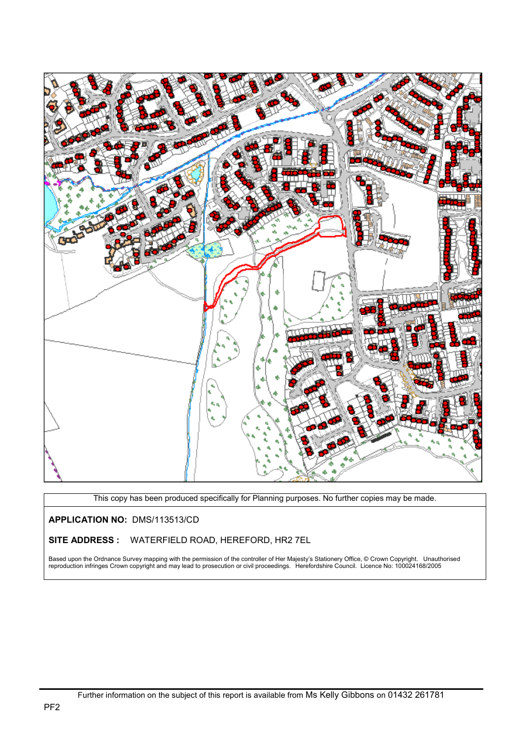This copy has been produced specifically for Planning purposes. No further copies may be made.

**APPLICATION NO:** DMS/113513/CD

**SITE ADDRESS :** WATERFIELD ROAD, HEREFORD, HR2 7EL

Based upon the Ordnance Survey mapping with the permission of the controller of Her Majesty's Stationery Office, © Crown Copyright. Unauthorised reproduction infringes Crown copyright and may lead to prosecution or civil proceedings. Herefordshire Council. Licence No: 100024168/2005

Further information on the subject of this report is available from Ms Kelly Gibbons on 01432 261781

PF2